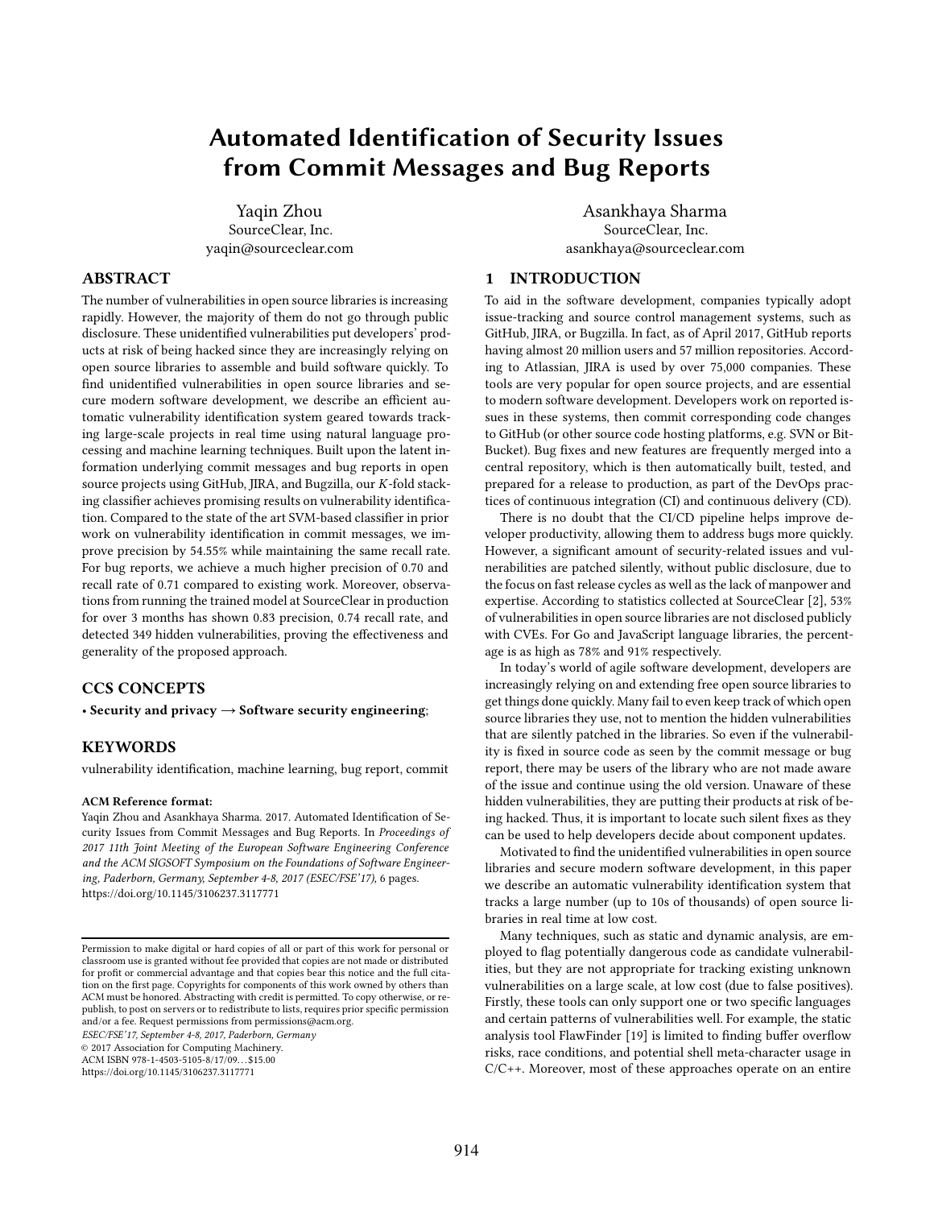# Automated Identification of Security Issues from Commit Messages and Bug Reports

Yaqin Zhou
SourceClear, Inc.
yaqin@sourceclear.com

Asankhaya Sharma
SourceClear, Inc.
asankhaya@sourceclear.com

## ABSTRACT

The number of vulnerabilities in open source libraries is increasing rapidly. However, the majority of them do not go through public disclosure. These unidentified vulnerabilities put developers' products at risk of being hacked since they are increasingly relying on open source libraries to assemble and build software quickly. To find unidentified vulnerabilities in open source libraries and secure modern software development, we describe an efficient automatic vulnerability identification system geared towards tracking large-scale projects in real time using natural language processing and machine learning techniques. Built upon the latent information underlying commit messages and bug reports in open source projects using GitHub, JIRA, and Bugzilla, our $K$-fold stacking classifier achieves promising results on vulnerability identification. Compared to the state of the art SVM-based classifier in prior work on vulnerability identification in commit messages, we improve precision by 54.55% while maintaining the same recall rate. For bug reports, we achieve a much higher precision of 0.70 and recall rate of 0.71 compared to existing work. Moreover, observations from running the trained model at SourceClear in production for over 3 months has shown 0.83 precision, 0.74 recall rate, and detected 349 hidden vulnerabilities, proving the effectiveness and generality of the proposed approach.

## CCS CONCEPTS

• **Security and privacy → Software security engineering**;

## KEYWORDS

vulnerability identification, machine learning, bug report, commit

**ACM Reference format:**
Yaqin Zhou and Asankhaya Sharma. 2017. Automated Identification of Security Issues from Commit Messages and Bug Reports. In *Proceedings of 2017 11th Joint Meeting of the European Software Engineering Conference and the ACM SIGSOFT Symposium on the Foundations of Software Engineering, Paderborn, Germany, September 4-8, 2017 (ESEC/FSE'17),* 6 pages.
https://doi.org/10.1145/3106237.3117771

Permission to make digital or hard copies of all or part of this work for personal or classroom use is granted without fee provided that copies are not made or distributed for profit or commercial advantage and that copies bear this notice and the full citation on the first page. Copyrights for components of this work owned by others than ACM must be honored. Abstracting with credit is permitted. To copy otherwise, or republish, to post on servers or to redistribute to lists, requires prior specific permission and/or a fee. Request permissions from permissions@acm.org.
*ESEC/FSE'17, September 4-8, 2017, Paderborn, Germany*
© 2017 Association for Computing Machinery.
ACM ISBN 978-1-4503-5105-8/17/09…$15.00
https://doi.org/10.1145/3106237.3117771

## 1 INTRODUCTION

To aid in the software development, companies typically adopt issue-tracking and source control management systems, such as GitHub, JIRA, or Bugzilla. In fact, as of April 2017, GitHub reports having almost 20 million users and 57 million repositories. According to Atlassian, JIRA is used by over 75,000 companies. These tools are very popular for open source projects, and are essential to modern software development. Developers work on reported issues in these systems, then commit corresponding code changes to GitHub (or other source code hosting platforms, e.g. SVN or BitBucket). Bug fixes and new features are frequently merged into a central repository, which is then automatically built, tested, and prepared for a release to production, as part of the DevOps practices of continuous integration (CI) and continuous delivery (CD).

There is no doubt that the CI/CD pipeline helps improve developer productivity, allowing them to address bugs more quickly. However, a significant amount of security-related issues and vulnerabilities are patched silently, without public disclosure, due to the focus on fast release cycles as well as the lack of manpower and expertise. According to statistics collected at SourceClear [2], 53% of vulnerabilities in open source libraries are not disclosed publicly with CVEs. For Go and JavaScript language libraries, the percentage is as high as 78% and 91% respectively.

In today's world of agile software development, developers are increasingly relying on and extending free open source libraries to get things done quickly. Many fail to even keep track of which open source libraries they use, not to mention the hidden vulnerabilities that are silently patched in the libraries. So even if the vulnerability is fixed in source code as seen by the commit message or bug report, there may be users of the library who are not made aware of the issue and continue using the old version. Unaware of these hidden vulnerabilities, they are putting their products at risk of being hacked. Thus, it is important to locate such silent fixes as they can be used to help developers decide about component updates.

Motivated to find the unidentified vulnerabilities in open source libraries and secure modern software development, in this paper we describe an automatic vulnerability identification system that tracks a large number (up to 10s of thousands) of open source libraries in real time at low cost.

Many techniques, such as static and dynamic analysis, are employed to flag potentially dangerous code as candidate vulnerabilities, but they are not appropriate for tracking existing unknown vulnerabilities on a large scale, at low cost (due to false positives). Firstly, these tools can only support one or two specific languages and certain patterns of vulnerabilities well. For example, the static analysis tool FlawFinder [19] is limited to finding buffer overflow risks, race conditions, and potential shell meta-character usage in C/C++. Moreover, most of these approaches operate on an entire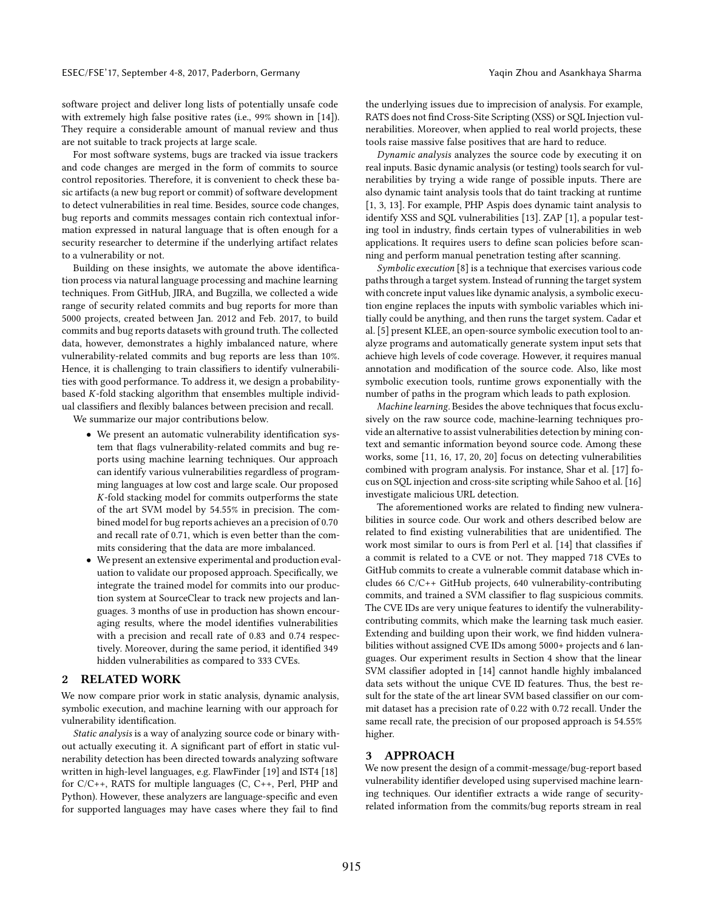software project and deliver long lists of potentially unsafe code with extremely high false positive rates (i.e., 99% shown in [14]). They require a considerable amount of manual review and thus are not suitable to track projects at large scale.

For most software systems, bugs are tracked via issue trackers and code changes are merged in the form of commits to source control repositories. Therefore, it is convenient to check these basic artifacts (a new bug report or commit) of software development to detect vulnerabilities in real time. Besides, source code changes, bug reports and commits messages contain rich contextual information expressed in natural language that is often enough for a security researcher to determine if the underlying artifact relates to a vulnerability or not.

Building on these insights, we automate the above identification process via natural language processing and machine learning techniques. From GitHub, JIRA, and Bugzilla, we collected a wide range of security related commits and bug reports for more than 5000 projects, created between Jan. 2012 and Feb. 2017, to build commits and bug reports datasets with ground truth. The collected data, however, demonstrates a highly imbalanced nature, where vulnerability-related commits and bug reports are less than 10%. Hence, it is challenging to train classifiers to identify vulnerabilities with good performance. To address it, we design a probability-based $K$-fold stacking algorithm that ensembles multiple individual classifiers and flexibly balances between precision and recall.

We summarize our major contributions below.

- We present an automatic vulnerability identification system that flags vulnerability-related commits and bug reports using machine learning techniques. Our approach can identify various vulnerabilities regardless of programming languages at low cost and large scale. Our proposed $K$-fold stacking model for commits outperforms the state of the art SVM model by 54.55% in precision. The combined model for bug reports achieves an a precision of 0.70 and recall rate of 0.71, which is even better than the commits considering that the data are more imbalanced.
- We present an extensive experimental and production evaluation to validate our proposed approach. Specifically, we integrate the trained model for commits into our production system at SourceClear to track new projects and languages. 3 months of use in production has shown encouraging results, where the model identifies vulnerabilities with a precision and recall rate of 0.83 and 0.74 respectively. Moreover, during the same period, it identified 349 hidden vulnerabilities as compared to 333 CVEs.

## 2 RELATED WORK

We now compare prior work in static analysis, dynamic analysis, symbolic execution, and machine learning with our approach for vulnerability identification.

*Static analysis* is a way of analyzing source code or binary without actually executing it. A significant part of effort in static vulnerability detection has been directed towards analyzing software written in high-level languages, e.g. FlawFinder [19] and IST4 [18] for C/C++, RATS for multiple languages (C, C++, Perl, PHP and Python). However, these analyzers are language-specific and even for supported languages may have cases where they fail to find the underlying issues due to imprecision of analysis. For example, RATS does not find Cross-Site Scripting (XSS) or SQL Injection vulnerabilities. Moreover, when applied to real world projects, these tools raise massive false positives that are hard to reduce.

*Dynamic analysis* analyzes the source code by executing it on real inputs. Basic dynamic analysis (or testing) tools search for vulnerabilities by trying a wide range of possible inputs. There are also dynamic taint analysis tools that do taint tracking at runtime [1, 3, 13]. For example, PHP Aspis does dynamic taint analysis to identify XSS and SQL vulnerabilities [13]. ZAP [1], a popular testing tool in industry, finds certain types of vulnerabilities in web applications. It requires users to define scan policies before scanning and perform manual penetration testing after scanning.

*Symbolic execution* [8] is a technique that exercises various code paths through a target system. Instead of running the target system with concrete input values like dynamic analysis, a symbolic execution engine replaces the inputs with symbolic variables which initially could be anything, and then runs the target system. Cadar et al. [5] present KLEE, an open-source symbolic execution tool to analyze programs and automatically generate system input sets that achieve high levels of code coverage. However, it requires manual annotation and modification of the source code. Also, like most symbolic execution tools, runtime grows exponentially with the number of paths in the program which leads to path explosion.

*Machine learning*. Besides the above techniques that focus exclusively on the raw source code, machine-learning techniques provide an alternative to assist vulnerabilities detection by mining context and semantic information beyond source code. Among these works, some [11, 16, 17, 20, 20] focus on detecting vulnerabilities combined with program analysis. For instance, Shar et al. [17] focus on SQL injection and cross-site scripting while Sahoo et al. [16] investigate malicious URL detection.

The aforementioned works are related to finding new vulnerabilities in source code. Our work and others described below are related to find existing vulnerabilities that are unidentified. The work most similar to ours is from Perl et al. [14] that classifies if a commit is related to a CVE or not. They mapped 718 CVEs to GitHub commits to create a vulnerable commit database which includes 66 C/C++ GitHub projects, 640 vulnerability-contributing commits, and trained a SVM classifier to flag suspicious commits. The CVE IDs are very unique features to identify the vulnerability-contributing commits, which make the learning task much easier. Extending and building upon their work, we find hidden vulnerabilities without assigned CVE IDs among 5000+ projects and 6 languages. Our experiment results in Section 4 show that the linear SVM classifier adopted in [14] cannot handle highly imbalanced data sets without the unique CVE ID features. Thus, the best result for the state of the art linear SVM based classifier on our commit dataset has a precision rate of 0.22 with 0.72 recall. Under the same recall rate, the precision of our proposed approach is 54.55% higher.

## 3 APPROACH

We now present the design of a commit-message/bug-report based vulnerability identifier developed using supervised machine learning techniques. Our identifier extracts a wide range of security-related information from the commits/bug reports stream in real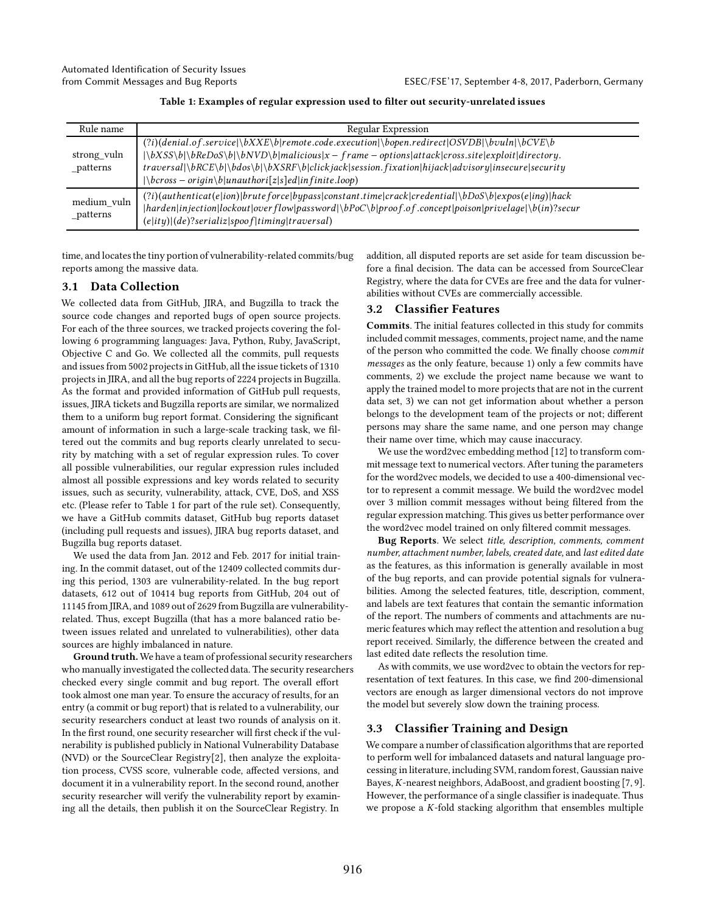**Table 1: Examples of regular expression used to filter out security-unrelated issues**

| Rule name | Regular Expression |
|---|---|
| strong_vuln _patterns | (?i)(denial.of.service\|\bXXE\b\|remote.code.execution\|\bopen.redirect\|OSVDB\|\bvuln\|\bCVE\b \|\bXSS\b\|\bReDoS\b\|\bNVD\b\|malicious\|x − frame − options\|attack\|cross.site\|exploit\|directory. traversal\|\bRCE\b\|\bdos\b\|\bXSRF\b\|clickjack\|session.fixation\|hijack\|advisory\|insecure\|security \|\bcross − origin\b\|unauthori[z\|s]ed\|infinite.loop) |
| medium_vuln _patterns | (?i)(authenticat(e\|ion)\|brute force\|bypass\|constant.time\|crack\|credential\|\bDoS\b\|expos(e\|ing)\|hack \|harden\|injection\|lockout\|overflow\|password\|\bPoC\b\|proof.of.concept\|poison\|privelage\|\b(in)?secur (e\|ity)\|(de)?serializ\|spoof\|timing\|traversal) |

time, and locates the tiny portion of vulnerability-related commits/bug reports among the massive data.

## 3.1 Data Collection

We collected data from GitHub, JIRA, and Bugzilla to track the source code changes and reported bugs of open source projects. For each of the three sources, we tracked projects covering the following 6 programming languages: Java, Python, Ruby, JavaScript, Objective C and Go. We collected all the commits, pull requests and issues from 5002 projects in GitHub, all the issue tickets of 1310 projects in JIRA, and all the bug reports of 2224 projects in Bugzilla. As the format and provided information of GitHub pull requests, issues, JIRA tickets and Bugzilla reports are similar, we normalized them to a uniform bug report format. Considering the significant amount of information in such a large-scale tracking task, we filtered out the commits and bug reports clearly unrelated to security by matching with a set of regular expression rules. To cover all possible vulnerabilities, our regular expression rules included almost all possible expressions and key words related to security issues, such as security, vulnerability, attack, CVE, DoS, and XSS etc. (Please refer to Table 1 for part of the rule set). Consequently, we have a GitHub commits dataset, GitHub bug reports dataset (including pull requests and issues), JIRA bug reports dataset, and Bugzilla bug reports dataset.

We used the data from Jan. 2012 and Feb. 2017 for initial training. In the commit dataset, out of the 12409 collected commits during this period, 1303 are vulnerability-related. In the bug report datasets, 612 out of 10414 bug reports from GitHub, 204 out of 11145 from JIRA, and 1089 out of 2629 from Bugzilla are vulnerability-related. Thus, except Bugzilla (that has a more balanced ratio between issues related and unrelated to vulnerabilities), other data sources are highly imbalanced in nature.

**Ground truth.** We have a team of professional security researchers who manually investigated the collected data. The security researchers checked every single commit and bug report. The overall effort took almost one man year. To ensure the accuracy of results, for an entry (a commit or bug report) that is related to a vulnerability, our security researchers conduct at least two rounds of analysis on it. In the first round, one security researcher will first check if the vulnerability is published publicly in National Vulnerability Database (NVD) or the SourceClear Registry[2], then analyze the exploitation process, CVSS score, vulnerable code, affected versions, and document it in a vulnerability report. In the second round, another security researcher will verify the vulnerability report by examining all the details, then publish it on the SourceClear Registry. In addition, all disputed reports are set aside for team discussion before a final decision. The data can be accessed from SourceClear Registry, where the data for CVEs are free and the data for vulnerabilities without CVEs are commercially accessible.

## 3.2 Classifier Features

**Commits**. The initial features collected in this study for commits included commit messages, comments, project name, and the name of the person who committed the code. We finally choose *commit messages* as the only feature, because 1) only a few commits have comments, 2) we exclude the project name because we want to apply the trained model to more projects that are not in the current data set, 3) we can not get information about whether a person belongs to the development team of the projects or not; different persons may share the same name, and one person may change their name over time, which may cause inaccuracy.

We use the word2vec embedding method [12] to transform commit message text to numerical vectors. After tuning the parameters for the word2vec models, we decided to use a 400-dimensional vector to represent a commit message. We build the word2vec model over 3 million commit messages without being filtered from the regular expression matching. This gives us better performance over the word2vec model trained on only filtered commit messages.

**Bug Reports**. We select *title, description, comments, comment number, attachment number, labels, created date,* and *last edited date* as the features, as this information is generally available in most of the bug reports, and can provide potential signals for vulnerabilities. Among the selected features, title, description, comment, and labels are text features that contain the semantic information of the report. The numbers of comments and attachments are numeric features which may reflect the attention and resolution a bug report received. Similarly, the difference between the created and last edited date reflects the resolution time.

As with commits, we use word2vec to obtain the vectors for representation of text features. In this case, we find 200-dimensional vectors are enough as larger dimensional vectors do not improve the model but severely slow down the training process.

## 3.3 Classifier Training and Design

We compare a number of classification algorithms that are reported to perform well for imbalanced datasets and natural language processing in literature, including SVM, random forest, Gaussian naive Bayes, $K$-nearest neighbors, AdaBoost, and gradient boosting [7, 9]. However, the performance of a single classifier is inadequate. Thus we propose a $K$-fold stacking algorithm that ensembles multiple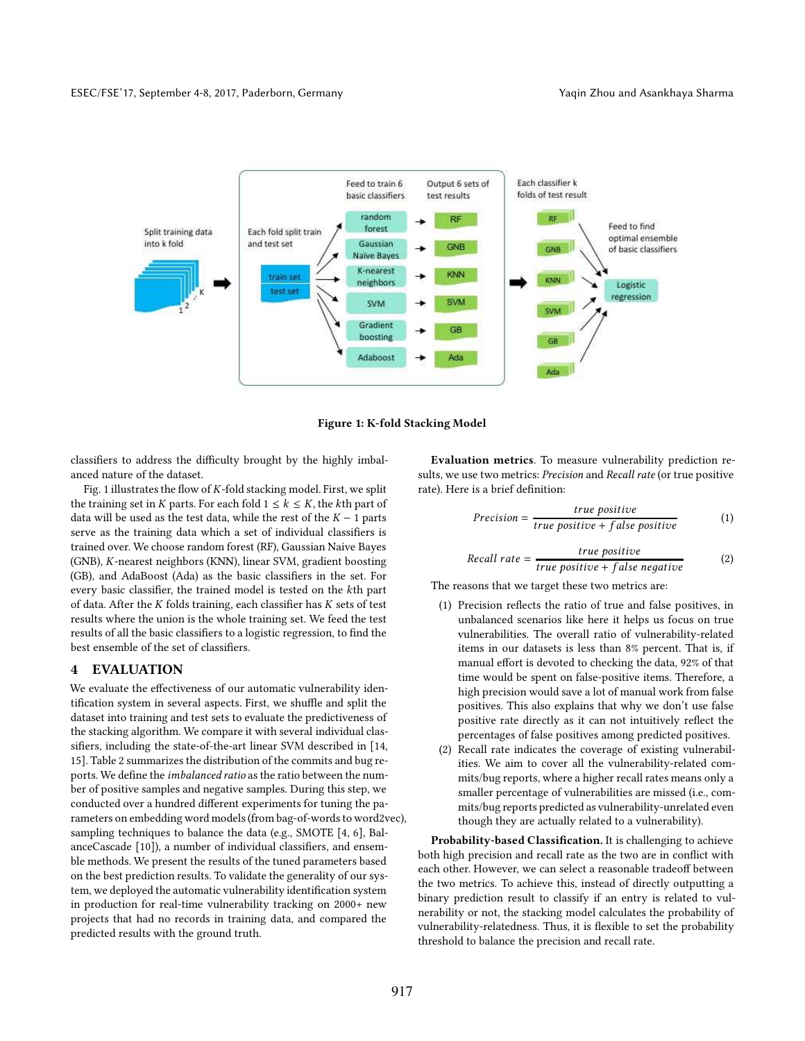Figure 1: K-fold Stacking Model

classifiers to address the difficulty brought by the highly imbalanced nature of the dataset.

Fig. 1 illustrates the flow of $K$-fold stacking model. First, we split the training set in $K$ parts. For each fold $1 \leq k \leq K$, the $k$th part of data will be used as the test data, while the rest of the $K-1$ parts serve as the training data which a set of individual classifiers is trained over. We choose random forest (RF), Gaussian Naive Bayes (GNB), $K$-nearest neighbors (KNN), linear SVM, gradient boosting (GB), and AdaBoost (Ada) as the basic classifiers in the set. For every basic classifier, the trained model is tested on the $k$th part of data. After the $K$ folds training, each classifier has $K$ sets of test results where the union is the whole training set. We feed the test results of all the basic classifiers to a logistic regression, to find the best ensemble of the set of classifiers.

## 4 EVALUATION

We evaluate the effectiveness of our automatic vulnerability identification system in several aspects. First, we shuffle and split the dataset into training and test sets to evaluate the predictiveness of the stacking algorithm. We compare it with several individual classifiers, including the state-of-the-art linear SVM described in [14, 15]. Table 2 summarizes the distribution of the commits and bug reports. We define the *imbalanced ratio* as the ratio between the number of positive samples and negative samples. During this step, we conducted over a hundred different experiments for tuning the parameters on embedding word models (from bag-of-words to word2vec), sampling techniques to balance the data (e.g., SMOTE [4, 6], BalanceCascade [10]), a number of individual classifiers, and ensemble methods. We present the results of the tuned parameters based on the best prediction results. To validate the generality of our system, we deployed the automatic vulnerability identification system in production for real-time vulnerability tracking on 2000+ new projects that had no records in training data, and compared the predicted results with the ground truth.

**Evaluation metrics**. To measure vulnerability prediction results, we use two metrics: *Precision* and *Recall rate* (or true positive rate). Here is a brief definition:

$$Precision = \frac{true\ positive}{true\ positive + false\ positive} \tag{1}$$

$$Recall\ rate = \frac{true\ positive}{true\ positive + false\ negative} \tag{2}$$

The reasons that we target these two metrics are:

(1) Precision reflects the ratio of true and false positives, in unbalanced scenarios like here it helps us focus on true vulnerabilities. The overall ratio of vulnerability-related items in our datasets is less than 8% percent. That is, if manual effort is devoted to checking the data, 92% of that time would be spent on false-positive items. Therefore, a high precision would save a lot of manual work from false positives. This also explains that why we don't use false positive rate directly as it can not intuitively reflect the percentages of false positives among predicted positives.

(2) Recall rate indicates the coverage of existing vulnerabilities. We aim to cover all the vulnerability-related commits/bug reports, where a higher recall rates means only a smaller percentage of vulnerabilities are missed (i.e., commits/bug reports predicted as vulnerability-unrelated even though they are actually related to a vulnerability).

**Probability-based Classification.** It is challenging to achieve both high precision and recall rate as the two are in conflict with each other. However, we can select a reasonable tradeoff between the two metrics. To achieve this, instead of directly outputting a binary prediction result to classify if an entry is related to vulnerability or not, the stacking model calculates the probability of vulnerability-relatedness. Thus, it is flexible to set the probability threshold to balance the precision and recall rate.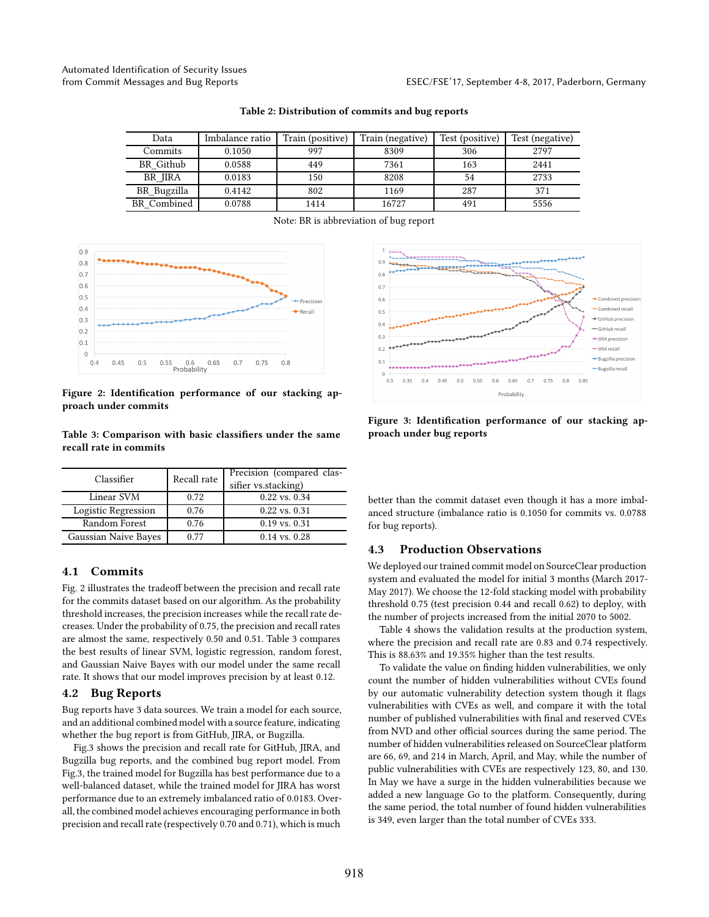**Table 2: Distribution of commits and bug reports**

| Data | Imbalance ratio | Train (positive) | Train (negative) | Test (positive) | Test (negative) |
|---|---|---|---|---|---|
| Commits | 0.1050 | 997 | 8309 | 306 | 2797 |
| BR_Github | 0.0588 | 449 | 7361 | 163 | 2441 |
| BR_JIRA | 0.0183 | 150 | 8208 | 54 | 2733 |
| BR_Bugzilla | 0.4142 | 802 | 1169 | 287 | 371 |
| BR_Combined | 0.0788 | 1414 | 16727 | 491 | 5556 |

Note: BR is abbreviation of bug report

**Figure 2: Identification performance of our stacking approach under commits**

**Figure 3: Identification performance of our stacking approach under bug reports**

**Table 3: Comparison with basic classifiers under the same recall rate in commits**

| Classifier | Recall rate | Precision (compared classifier vs.stacking) |
|---|---|---|
| Linear SVM | 0.72 | 0.22 vs. 0.34 |
| Logistic Regression | 0.76 | 0.22 vs. 0.31 |
| Random Forest | 0.76 | 0.19 vs. 0.31 |
| Gaussian Naive Bayes | 0.77 | 0.14 vs. 0.28 |

## 4.1 Commits

Fig. 2 illustrates the tradeoff between the precision and recall rate for the commits dataset based on our algorithm. As the probability threshold increases, the precision increases while the recall rate decreases. Under the probability of 0.75, the precision and recall rates are almost the same, respectively 0.50 and 0.51. Table 3 compares the best results of linear SVM, logistic regression, random forest, and Gaussian Naive Bayes with our model under the same recall rate. It shows that our model improves precision by at least 0.12.

## 4.2 Bug Reports

Bug reports have 3 data sources. We train a model for each source, and an additional combined model with a source feature, indicating whether the bug report is from GitHub, JIRA, or Bugzilla.

Fig.3 shows the precision and recall rate for GitHub, JIRA, and Bugzilla bug reports, and the combined bug report model. From Fig.3, the trained model for Bugzilla has best performance due to a well-balanced dataset, while the trained model for JIRA has worst performance due to an extremely imbalanced ratio of 0.0183. Overall, the combined model achieves encouraging performance in both precision and recall rate (respectively 0.70 and 0.71), which is much better than the commit dataset even though it has a more imbalanced structure (imbalance ratio is 0.1050 for commits vs. 0.0788 for bug reports).

## 4.3 Production Observations

We deployed our trained commit model on SourceClear production system and evaluated the model for initial 3 months (March 2017-May 2017). We choose the 12-fold stacking model with probability threshold 0.75 (test precision 0.44 and recall 0.62) to deploy, with the number of projects increased from the initial 2070 to 5002.

Table 4 shows the validation results at the production system, where the precision and recall rate are 0.83 and 0.74 respectively. This is 88.63% and 19.35% higher than the test results.

To validate the value on finding hidden vulnerabilities, we only count the number of hidden vulnerabilities without CVEs found by our automatic vulnerability detection system though it flags vulnerabilities with CVEs as well, and compare it with the total number of published vulnerabilities with final and reserved CVEs from NVD and other official sources during the same period. The number of hidden vulnerabilities released on SourceClear platform are 66, 69, and 214 in March, April, and May, while the number of public vulnerabilities with CVEs are respectively 123, 80, and 130. In May we have a surge in the hidden vulnerabilities because we added a new language Go to the platform. Consequently, during the same period, the total number of found hidden vulnerabilities is 349, even larger than the total number of CVEs 333.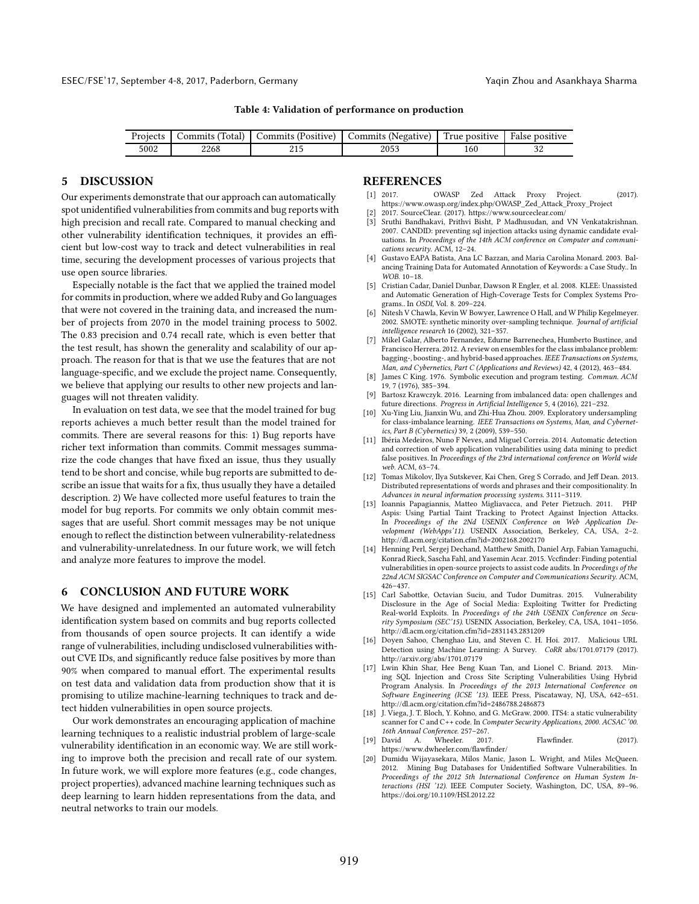Table 4: Validation of performance on production

| Projects | Commits (Total) | Commits (Positive) | Commits (Negative) | True positive | False positive |
|---|---|---|---|---|---|
| 5002 | 2268 | 215 | 2053 | 160 | 32 |

## 5 DISCUSSION

Our experiments demonstrate that our approach can automatically spot unidentified vulnerabilities from commits and bug reports with high precision and recall rate. Compared to manual checking and other vulnerability identification techniques, it provides an efficient but low-cost way to track and detect vulnerabilities in real time, securing the development processes of various projects that use open source libraries.

Especially notable is the fact that we applied the trained model for commits in production, where we added Ruby and Go languages that were not covered in the training data, and increased the number of projects from 2070 in the model training process to 5002. The 0.83 precision and 0.74 recall rate, which is even better that the test result, has shown the generality and scalability of our approach. The reason for that is that we use the features that are not language-specific, and we exclude the project name. Consequently, we believe that applying our results to other new projects and languages will not threaten validity.

In evaluation on test data, we see that the model trained for bug reports achieves a much better result than the model trained for commits. There are several reasons for this: 1) Bug reports have richer text information than commits. Commit messages summarize the code changes that have fixed an issue, thus they usually tend to be short and concise, while bug reports are submitted to describe an issue that waits for a fix, thus usually they have a detailed description. 2) We have collected more useful features to train the model for bug reports. For commits we only obtain commit messages that are useful. Short commit messages may be not unique enough to reflect the distinction between vulnerability-relatedness and vulnerability-unrelatedness. In our future work, we will fetch and analyze more features to improve the model.

## 6 CONCLUSION AND FUTURE WORK

We have designed and implemented an automated vulnerability identification system based on commits and bug reports collected from thousands of open source projects. It can identify a wide range of vulnerabilities, including undisclosed vulnerabilities without CVE IDs, and significantly reduce false positives by more than 90% when compared to manual effort. The experimental results on test data and validation data from production show that it is promising to utilize machine-learning techniques to track and detect hidden vulnerabilities in open source projects.

Our work demonstrates an encouraging application of machine learning techniques to a realistic industrial problem of large-scale vulnerability identification in an economic way. We are still working to improve both the precision and recall rate of our system. In future work, we will explore more features (e.g., code changes, project properties), advanced machine learning techniques such as deep learning to learn hidden representations from the data, and neutral networks to train our models.

## REFERENCES

[1] 2017. OWASP Zed Attack Proxy Project. (2017). https://www.owasp.org/index.php/OWASP_Zed_Attack_Proxy_Project

[2] 2017. SourceClear. (2017). https://www.sourceclear.com/

[3] Sruthi Bandhakavi, Prithvi Bisht, P Madhusudan, and VN Venkatakrishnan. 2007. CANDID: preventing sql injection attacks using dynamic candidate evaluations. In *Proceedings of the 14th ACM conference on Computer and communications security*. ACM, 12–24.

[4] Gustavo EAPA Batista, Ana LC Bazzan, and Maria Carolina Monard. 2003. Balancing Training Data for Automated Annotation of Keywords: a Case Study.. In *WOB*. 10–18.

[5] Cristian Cadar, Daniel Dunbar, Dawson R Engler, et al. 2008. KLEE: Unassisted and Automatic Generation of High-Coverage Tests for Complex Systems Programs.. In *OSDI*, Vol. 8. 209–224.

[6] Nitesh V Chawla, Kevin W Bowyer, Lawrence O Hall, and W Philip Kegelmeyer. 2002. SMOTE: synthetic minority over-sampling technique. *Journal of artificial intelligence research* 16 (2002), 321–357.

[7] Mikel Galar, Alberto Fernandez, Edurne Barrenechea, Humberto Bustince, and Francisco Herrera. 2012. A review on ensembles for the class imbalance problem: bagging-, boosting-, and hybrid-based approaches. *IEEE Transactions on Systems, Man, and Cybernetics, Part C (Applications and Reviews)* 42, 4 (2012), 463–484.

[8] James C King. 1976. Symbolic execution and program testing. *Commun. ACM* 19, 7 (1976), 385–394.

[9] Bartosz Krawczyk. 2016. Learning from imbalanced data: open challenges and future directions. *Progress in Artificial Intelligence* 5, 4 (2016), 221–232.

[10] Xu-Ying Liu, Jianxin Wu, and Zhi-Hua Zhou. 2009. Exploratory undersampling for class-imbalance learning. *IEEE Transactions on Systems, Man, and Cybernetics, Part B (Cybernetics)* 39, 2 (2009), 539–550.

[11] Ibéria Medeiros, Nuno F Neves, and Miguel Correia. 2014. Automatic detection and correction of web application vulnerabilities using data mining to predict false positives. In *Proceedings of the 23rd international conference on World wide web*. ACM, 63–74.

[12] Tomas Mikolov, Ilya Sutskever, Kai Chen, Greg S Corrado, and Jeff Dean. 2013. Distributed representations of words and phrases and their compositionality. In *Advances in neural information processing systems*. 3111–3119.

[13] Ioannis Papagiannis, Matteo Migliavacca, and Peter Pietzuch. 2011. PHP Aspis: Using Partial Taint Tracking to Protect Against Injection Attacks. In *Proceedings of the 2Nd USENIX Conference on Web Application Development (WebApps'11)*. USENIX Association, Berkeley, CA, USA, 2–2. http://dl.acm.org/citation.cfm?id=2002168.2002170

[14] Henning Perl, Sergej Dechand, Matthew Smith, Daniel Arp, Fabian Yamaguchi, Konrad Rieck, Sascha Fahl, and Yasemin Acar. 2015. Vccfinder: Finding potential vulnerabilities in open-source projects to assist code audits. In *Proceedings of the 22nd ACM SIGSAC Conference on Computer and Communications Security*. ACM, 426–437.

[15] Carl Sabottke, Octavian Suciu, and Tudor Dumitras. 2015. Vulnerability Disclosure in the Age of Social Media: Exploiting Twitter for Predicting Real-world Exploits. In *Proceedings of the 24th USENIX Conference on Security Symposium (SEC'15)*. USENIX Association, Berkeley, CA, USA, 1041–1056. http://dl.acm.org/citation.cfm?id=2831143.2831209

[16] Doyen Sahoo, Chenghao Liu, and Steven C. H. Hoi. 2017. Malicious URL Detection using Machine Learning: A Survey. *CoRR* abs/1701.07179 (2017). http://arxiv.org/abs/1701.07179

[17] Lwin Khin Shar, Hee Beng Kuan Tan, and Lionel C. Briand. 2013. Mining SQL Injection and Cross Site Scripting Vulnerabilities Using Hybrid Program Analysis. In *Proceedings of the 2013 International Conference on Software Engineering (ICSE '13)*. IEEE Press, Piscataway, NJ, USA, 642–651. http://dl.acm.org/citation.cfm?id=2486788.2486873

[18] J. Viega, J. T. Bloch, Y. Kohno, and G. McGraw. 2000. ITS4: a static vulnerability scanner for C and C++ code. In *Computer Security Applications, 2000. ACSAC '00. 16th Annual Conference*. 257–267.

[19] David A. Wheeler. 2017. Flawfinder. (2017). https://www.dwheeler.com/flawfinder/

[20] Dumidu Wijayasekara, Milos Manic, Jason L. Wright, and Miles McQueen. 2012. Mining Bug Databases for Unidentified Software Vulnerabilities. In *Proceedings of the 2012 5th International Conference on Human System Interactions (HSI '12)*. IEEE Computer Society, Washington, DC, USA, 89–96. https://doi.org/10.1109/HSI.2012.22